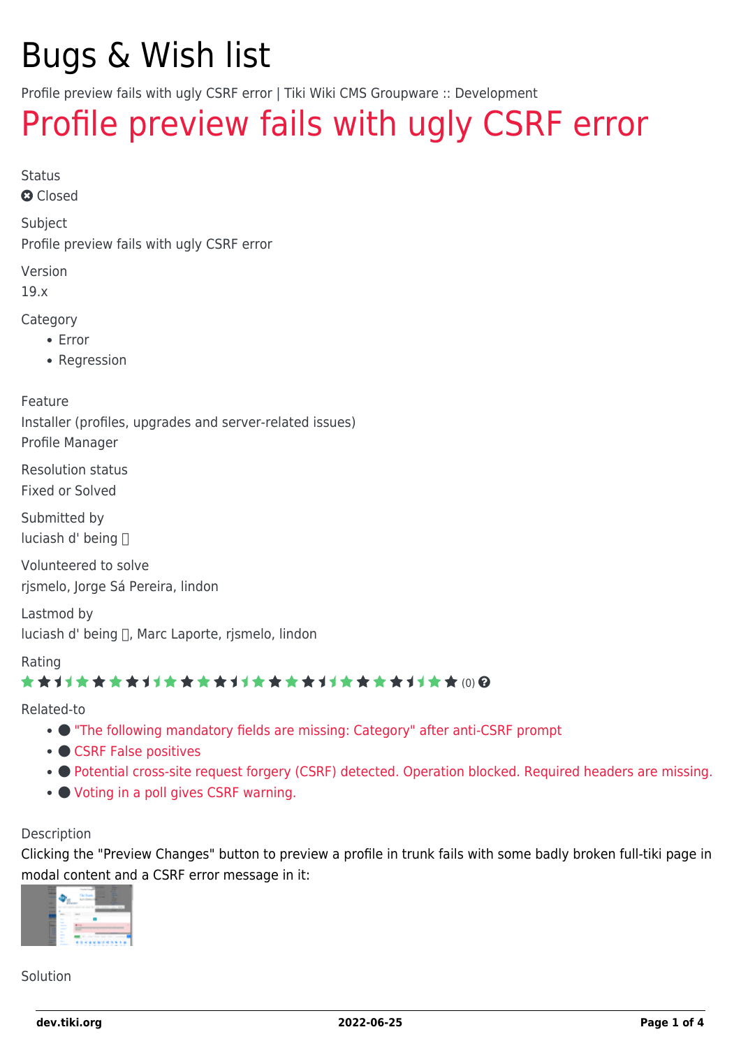# Bugs & Wish list

Profile preview fails with ugly CSRF error | Tiki Wiki CMS Groupware :: Development

## Profile preview fails with ugly CSRF error

Status

Closed

Subject

Profile preview fails with ugly CSRF error

Version

19.x

Category

- Error
- Regression

Feature

Installer (profiles, upgrades and server-related issues)
Profile Manager

Resolution status

Fixed or Solved

Submitted by

luciash d' being

Volunteered to solve

rjsmelo, Jorge Sá Pereira, lindon

Lastmod by

luciash d' being, Marc Laporte, rjsmelo, lindon

Rating

(0)

Related-to

- "The following mandatory fields are missing: Category" after anti-CSRF prompt
- CSRF False positives
- Potential cross-site request forgery (CSRF) detected. Operation blocked. Required headers are missing.
- Voting in a poll gives CSRF warning.

Description

Clicking the "Preview Changes" button to preview a profile in trunk fails with some badly broken full-tiki page in modal content and a CSRF error message in it:

Solution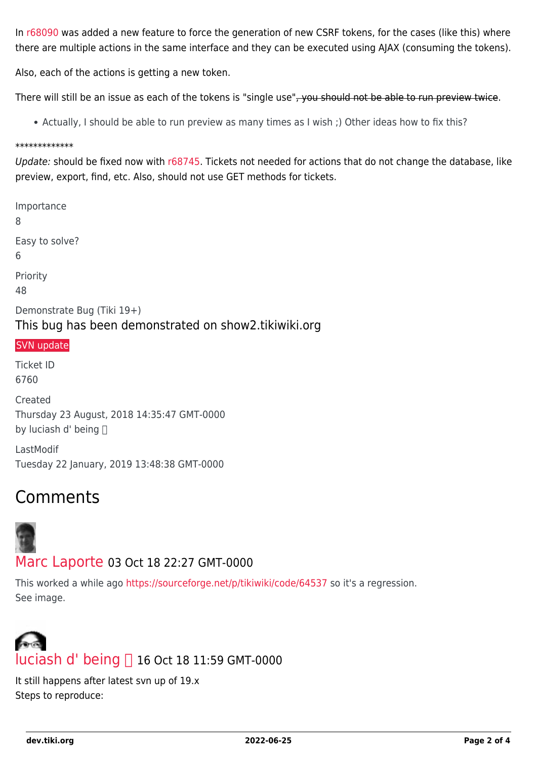In r68090 was added a new feature to force the generation of new CSRF tokens, for the cases (like this) where there are multiple actions in the same interface and they can be executed using AJAX (consuming the tokens).

Also, each of the actions is getting a new token.

There will still be an issue as each of the tokens is "single use"~~, you should not be able to run preview twice~~.

- Actually, I should be able to run preview as many times as I wish ;) Other ideas how to fix this?

*************

*Update:* should be fixed now with r68745. Tickets not needed for actions that do not change the database, like preview, export, find, etc. Also, should not use GET methods for tickets.

Importance
8

Easy to solve?
6

Priority
48

Demonstrate Bug (Tiki 19+)
This bug has been demonstrated on show2.tikiwiki.org

SVN update

Ticket ID
6760

Created
Thursday 23 August, 2018 14:35:47 GMT-0000
by luciash d' being

LastModif
Tuesday 22 January, 2019 13:48:38 GMT-0000

## Comments

### Marc Laporte 03 Oct 18 22:27 GMT-0000

This worked a while ago https://sourceforge.net/p/tikiwiki/code/64537 so it's a regression.
See image.

### luciash d' being 16 Oct 18 11:59 GMT-0000

It still happens after latest svn up of 19.x
Steps to reproduce: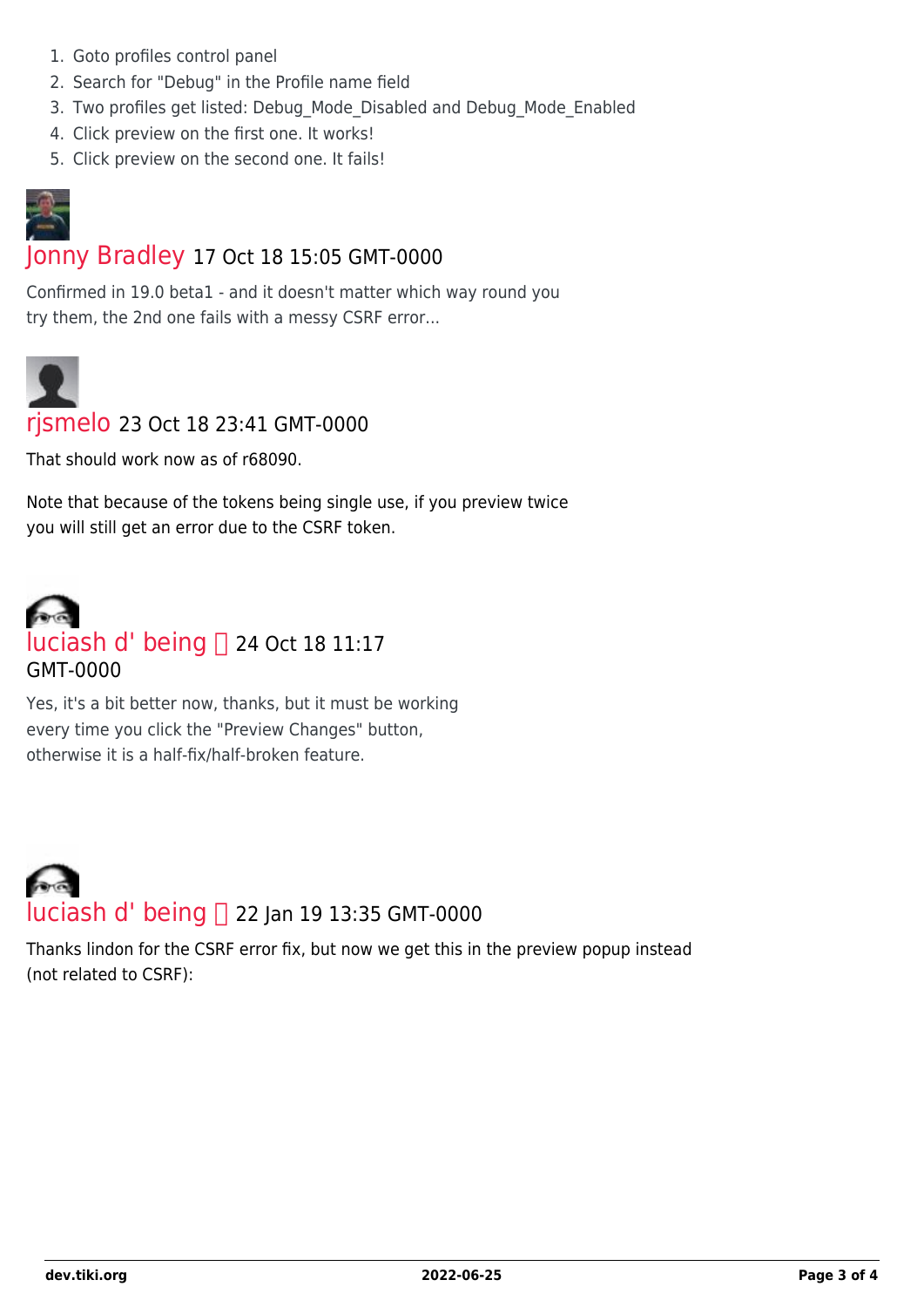1. Goto profiles control panel
2. Search for "Debug" in the Profile name field
3. Two profiles get listed: Debug_Mode_Disabled and Debug_Mode_Enabled
4. Click preview on the first one. It works!
5. Click preview on the second one. It fails!

Jonny Bradley 17 Oct 18 15:05 GMT-0000

Confirmed in 19.0 beta1 - and it doesn't matter which way round you try them, the 2nd one fails with a messy CSRF error...

rjsmelo 23 Oct 18 23:41 GMT-0000

That should work now as of r68090.

Note that because of the tokens being single use, if you preview twice you will still get an error due to the CSRF token.

luciash d' being 24 Oct 18 11:17 GMT-0000

Yes, it's a bit better now, thanks, but it must be working every time you click the "Preview Changes" button, otherwise it is a half-fix/half-broken feature.

luciash d' being 22 Jan 19 13:35 GMT-0000

Thanks lindon for the CSRF error fix, but now we get this in the preview popup instead (not related to CSRF):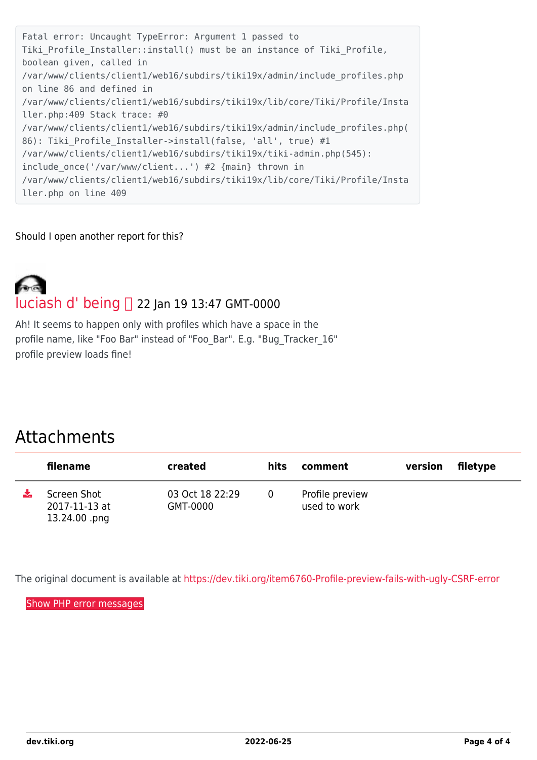```
Fatal error: Uncaught TypeError: Argument 1 passed to
Tiki_Profile_Installer::install() must be an instance of Tiki_Profile,
boolean given, called in
/var/www/clients/client1/web16/subdirs/tiki19x/admin/include_profiles.php
on line 86 and defined in
/var/www/clients/client1/web16/subdirs/tiki19x/lib/core/Tiki/Profile/Insta
ller.php:409 Stack trace: #0
/var/www/clients/client1/web16/subdirs/tiki19x/admin/include_profiles.php(
86): Tiki_Profile_Installer->install(false, 'all', true) #1
/var/www/clients/client1/web16/subdirs/tiki19x/tiki-admin.php(545):
include_once('/var/www/client...') #2 {main} thrown in
/var/www/clients/client1/web16/subdirs/tiki19x/lib/core/Tiki/Profile/Insta
ller.php on line 409
```

Should I open another report for this?

luciash d' being 22 Jan 19 13:47 GMT-0000

Ah! It seems to happen only with profiles which have a space in the profile name, like "Foo Bar" instead of "Foo_Bar". E.g. "Bug_Tracker_16" profile preview loads fine!

## Attachments

| | filename | created | hits | comment | version | filetype |
|---|---|---|---|---|---|---|
| | Screen Shot 2017-11-13 at 13.24.00 .png | 03 Oct 18 22:29 GMT-0000 | 0 | Profile preview used to work | | |

The original document is available at https://dev.tiki.org/item6760-Profile-preview-fails-with-ugly-CSRF-error

Show PHP error messages